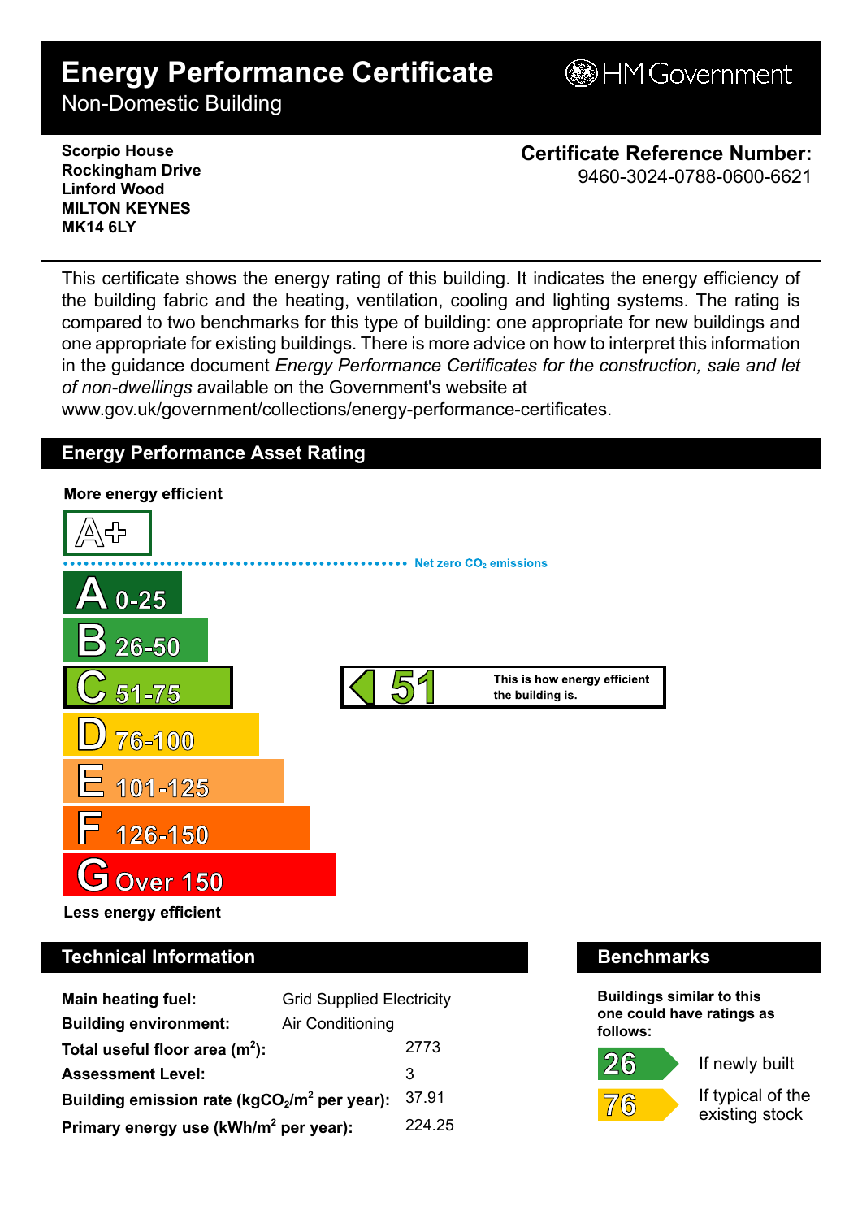# Energy Performance Certificate

Non-Domestic Building

HM Government

**Scorpio House**
**Rockingham Drive**
**Linford Wood**
**MILTON KEYNES**
**MK14 6LY**

**Certificate Reference Number:**
9460-3024-0788-0600-6621

This certificate shows the energy rating of this building. It indicates the energy efficiency of the building fabric and the heating, ventilation, cooling and lighting systems. The rating is compared to two benchmarks for this type of building: one appropriate for new buildings and one appropriate for existing buildings. There is more advice on how to interpret this information in the guidance document *Energy Performance Certificates for the construction, sale and let of non-dwellings* available on the Government's website at www.gov.uk/government/collections/energy-performance-certificates.

## Energy Performance Asset Rating

**More energy efficient**

- A+
- Net zero $CO_2$ emissions
- A 0-25
- B 26-50
- C 51-75
- D 76-100
- E 101-125
- F 126-150
- G Over 150

**51** — This is how energy efficient the building is.

**Less energy efficient**

## Technical Information

| | |
|---|---|
| **Main heating fuel:** | Grid Supplied Electricity |
| **Building environment:** | Air Conditioning |
| **Total useful floor area ($m^2$):** | 2773 |
| **Assessment Level:** | 3 |
| **Building emission rate ($kgCO_2/m^2$ per year):** | 37.91 |
| **Primary energy use ($kWh/m^2$ per year):** | 224.25 |

## Benchmarks

**Buildings similar to this one could have ratings as follows:**

| | |
|---|---|
| 26 | If newly built |
| 76 | If typical of the existing stock |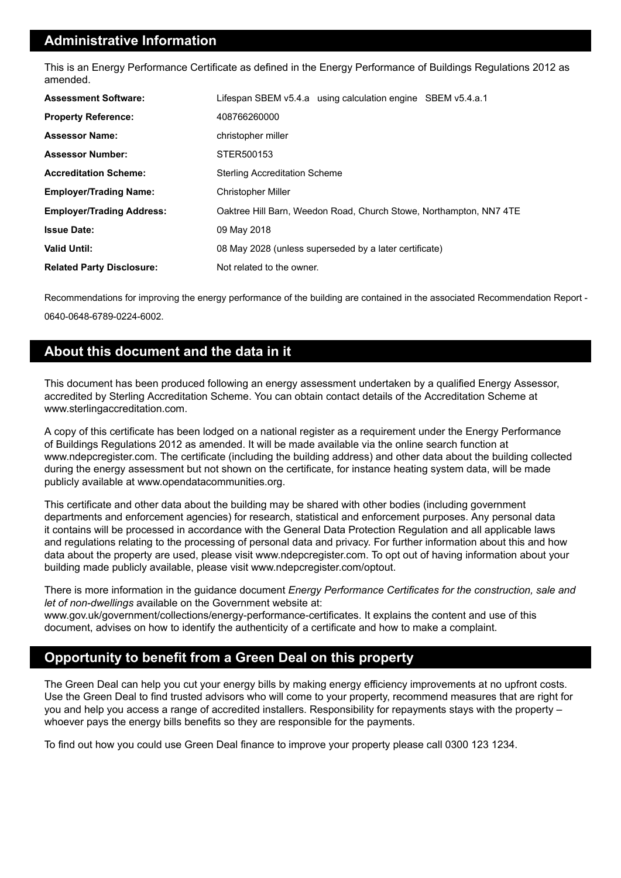## Administrative Information

This is an Energy Performance Certificate as defined in the Energy Performance of Buildings Regulations 2012 as amended.

| | |
|---|---|
| **Assessment Software:** | Lifespan SBEM v5.4.a using calculation engine SBEM v5.4.a.1 |
| **Property Reference:** | 408766260000 |
| **Assessor Name:** | christopher miller |
| **Assessor Number:** | STER500153 |
| **Accreditation Scheme:** | Sterling Accreditation Scheme |
| **Employer/Trading Name:** | Christopher Miller |
| **Employer/Trading Address:** | Oaktree Hill Barn, Weedon Road, Church Stowe, Northampton, NN7 4TE |
| **Issue Date:** | 09 May 2018 |
| **Valid Until:** | 08 May 2028 (unless superseded by a later certificate) |
| **Related Party Disclosure:** | Not related to the owner. |

Recommendations for improving the energy performance of the building are contained in the associated Recommendation Report - 0640-0648-6789-0224-6002.

## About this document and the data in it

This document has been produced following an energy assessment undertaken by a qualified Energy Assessor, accredited by Sterling Accreditation Scheme. You can obtain contact details of the Accreditation Scheme at www.sterlingaccreditation.com.

A copy of this certificate has been lodged on a national register as a requirement under the Energy Performance of Buildings Regulations 2012 as amended. It will be made available via the online search function at www.ndepcregister.com. The certificate (including the building address) and other data about the building collected during the energy assessment but not shown on the certificate, for instance heating system data, will be made publicly available at www.opendatacommunities.org.

This certificate and other data about the building may be shared with other bodies (including government departments and enforcement agencies) for research, statistical and enforcement purposes. Any personal data it contains will be processed in accordance with the General Data Protection Regulation and all applicable laws and regulations relating to the processing of personal data and privacy. For further information about this and how data about the property are used, please visit www.ndepcregister.com. To opt out of having information about your building made publicly available, please visit www.ndepcregister.com/optout.

There is more information in the guidance document *Energy Performance Certificates for the construction, sale and let of non-dwellings* available on the Government website at: www.gov.uk/government/collections/energy-performance-certificates. It explains the content and use of this document, advises on how to identify the authenticity of a certificate and how to make a complaint.

## Opportunity to benefit from a Green Deal on this property

The Green Deal can help you cut your energy bills by making energy efficiency improvements at no upfront costs. Use the Green Deal to find trusted advisors who will come to your property, recommend measures that are right for you and help you access a range of accredited installers. Responsibility for repayments stays with the property – whoever pays the energy bills benefits so they are responsible for the payments.

To find out how you could use Green Deal finance to improve your property please call 0300 123 1234.